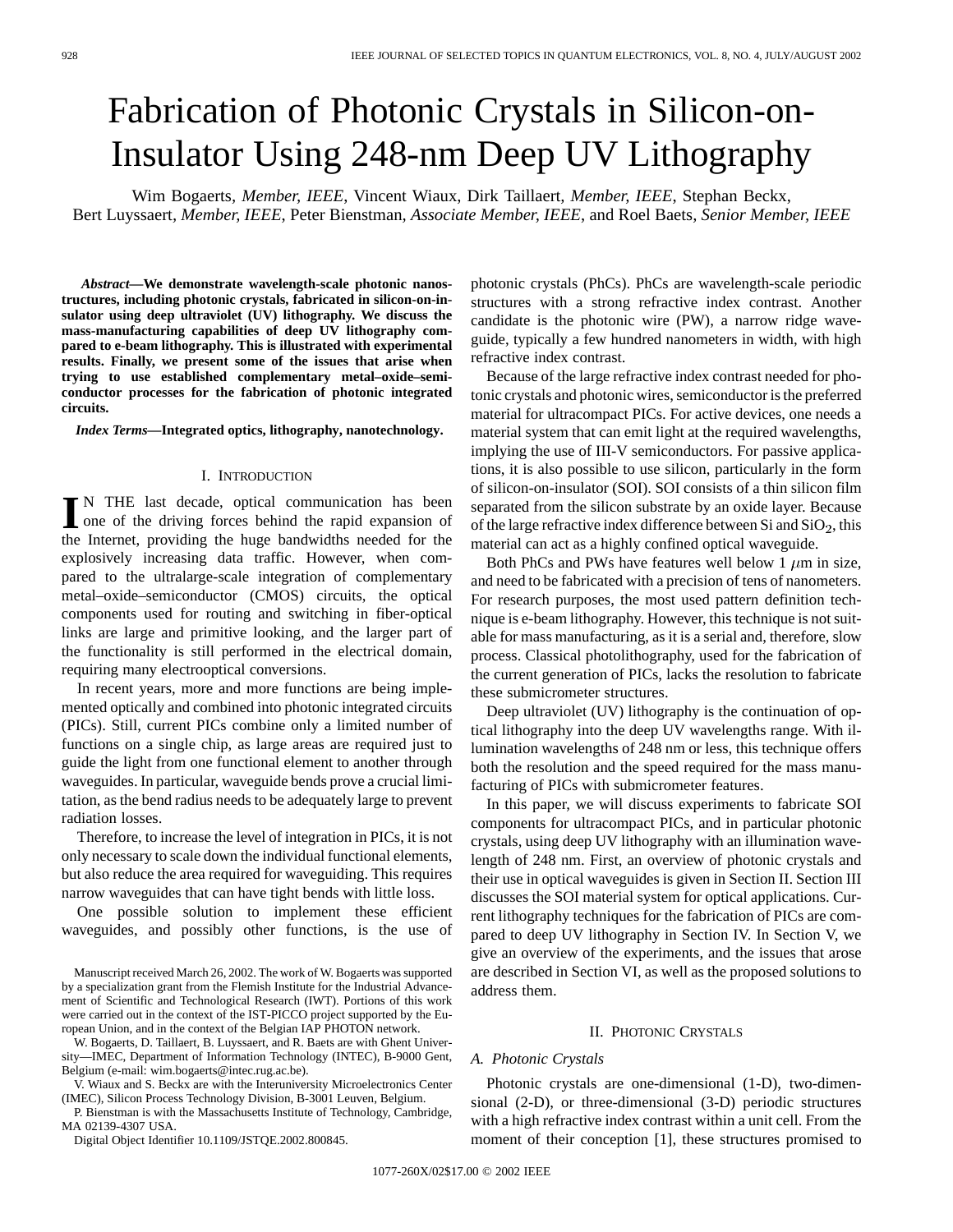# Fabrication of Photonic Crystals in Silicon-on-Insulator Using 248-nm Deep UV Lithography

Wim Bogaerts, *Member, IEEE*, Vincent Wiaux, Dirk Taillaert, *Member, IEEE*, Stephan Beckx, Bert Luyssaert, *Member, IEEE*, Peter Bienstman, *Associate Member, IEEE*, and Roel Baets, *Senior Member, IEEE*

***Abstract*—We demonstrate wavelength-scale photonic nanostructures, including photonic crystals, fabricated in silicon-on-insulator using deep ultraviolet (UV) lithography. We discuss the mass-manufacturing capabilities of deep UV lithography compared to e-beam lithography. This is illustrated with experimental results. Finally, we present some of the issues that arise when trying to use established complementary metal–oxide–semiconductor processes for the fabrication of photonic integrated circuits.**

***Index Terms*—Integrated optics, lithography, nanotechnology.**

## I. Introduction

In the last decade, optical communication has been one of the driving forces behind the rapid expansion of the Internet, providing the huge bandwidths needed for the explosively increasing data traffic. However, when compared to the ultralarge-scale integration of complementary metal–oxide–semiconductor (CMOS) circuits, the optical components used for routing and switching in fiber-optical links are large and primitive looking, and the larger part of the functionality is still performed in the electrical domain, requiring many electrooptical conversions.

In recent years, more and more functions are being implemented optically and combined into photonic integrated circuits (PICs). Still, current PICs combine only a limited number of functions on a single chip, as large areas are required just to guide the light from one functional element to another through waveguides. In particular, waveguide bends prove a crucial limitation, as the bend radius needs to be adequately large to prevent radiation losses.

Therefore, to increase the level of integration in PICs, it is not only necessary to scale down the individual functional elements, but also reduce the area required for waveguiding. This requires narrow waveguides that can have tight bends with little loss.

One possible solution to implement these efficient waveguides, and possibly other functions, is the use of photonic crystals (PhCs). PhCs are wavelength-scale periodic structures with a strong refractive index contrast. Another candidate is the photonic wire (PW), a narrow ridge waveguide, typically a few hundred nanometers in width, with high refractive index contrast.

Because of the large refractive index contrast needed for photonic crystals and photonic wires, semiconductor is the preferred material for ultracompact PICs. For active devices, one needs a material system that can emit light at the required wavelengths, implying the use of III-V semiconductors. For passive applications, it is also possible to use silicon, particularly in the form of silicon-on-insulator (SOI). SOI consists of a thin silicon film separated from the silicon substrate by an oxide layer. Because of the large refractive index difference between Si and $SiO_2$, this material can act as a highly confined optical waveguide.

Both PhCs and PWs have features well below 1 $\mu$m in size, and need to be fabricated with a precision of tens of nanometers. For research purposes, the most used pattern definition technique is e-beam lithography. However, this technique is not suitable for mass manufacturing, as it is a serial and, therefore, slow process. Classical photolithography, used for the fabrication of the current generation of PICs, lacks the resolution to fabricate these submicrometer structures.

Deep ultraviolet (UV) lithography is the continuation of optical lithography into the deep UV wavelengths range. With illumination wavelengths of 248 nm or less, this technique offers both the resolution and the speed required for the mass manufacturing of PICs with submicrometer features.

In this paper, we will discuss experiments to fabricate SOI components for ultracompact PICs, and in particular photonic crystals, using deep UV lithography with an illumination wavelength of 248 nm. First, an overview of photonic crystals and their use in optical waveguides is given in Section II. Section III discusses the SOI material system for optical applications. Current lithography techniques for the fabrication of PICs are compared to deep UV lithography in Section IV. In Section V, we give an overview of the experiments, and the issues that arose are described in Section VI, as well as the proposed solutions to address them.

## II. Photonic Crystals

### A. Photonic Crystals

Photonic crystals are one-dimensional (1-D), two-dimensional (2-D), or three-dimensional (3-D) periodic structures with a high refractive index contrast within a unit cell. From the moment of their conception [1], these structures promised to

Manuscript received March 26, 2002. The work of W. Bogaerts was supported by a specialization grant from the Flemish Institute for the Industrial Advancement of Scientific and Technological Research (IWT). Portions of this work were carried out in the context of the IST-PICCO project supported by the European Union, and in the context of the Belgian IAP PHOTON network.

W. Bogaerts, D. Taillaert, B. Luyssaert, and R. Baets are with Ghent University—IMEC, Department of Information Technology (INTEC), B-9000 Gent, Belgium (e-mail: wim.bogaerts@intec.rug.ac.be).

V. Wiaux and S. Beckx are with the Interuniversity Microelectronics Center (IMEC), Silicon Process Technology Division, B-3001 Leuven, Belgium.

P. Bienstman is with the Massachusetts Institute of Technology, Cambridge, MA 02139-4307 USA.

Digital Object Identifier 10.1109/JSTQE.2002.800845.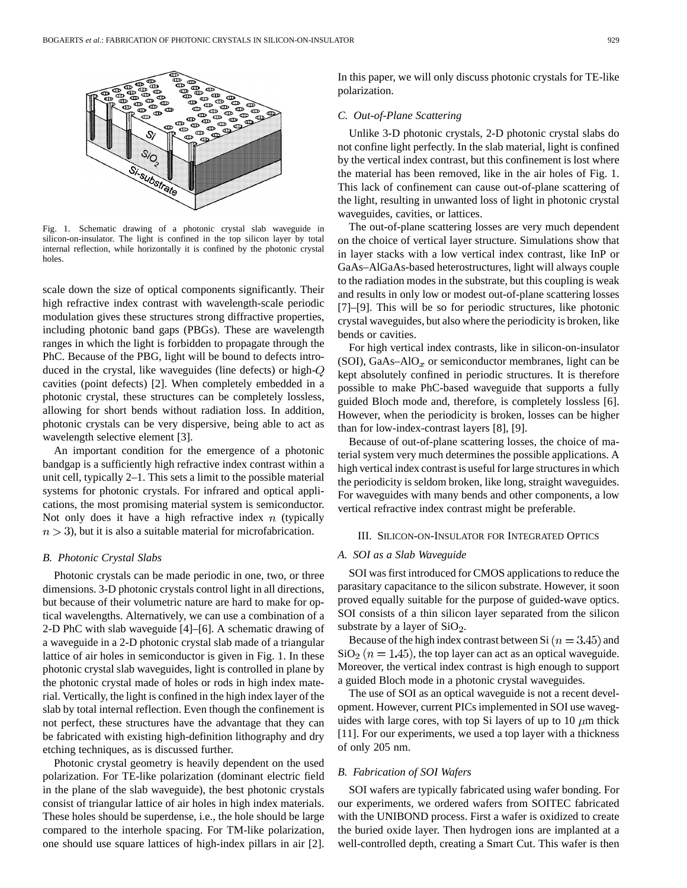Fig. 1. Schematic drawing of a photonic crystal slab waveguide in silicon-on-insulator. The light is confined in the top silicon layer by total internal reflection, while horizontally it is confined by the photonic crystal holes.

scale down the size of optical components significantly. Their high refractive index contrast with wavelength-scale periodic modulation gives these structures strong diffractive properties, including photonic band gaps (PBGs). These are wavelength ranges in which the light is forbidden to propagate through the PhC. Because of the PBG, light will be bound to defects introduced in the crystal, like waveguides (line defects) or high-$Q$ cavities (point defects) [2]. When completely embedded in a photonic crystal, these structures can be completely lossless, allowing for short bends without radiation loss. In addition, photonic crystals can be very dispersive, being able to act as wavelength selective element [3].

An important condition for the emergence of a photonic bandgap is a sufficiently high refractive index contrast within a unit cell, typically 2–1. This sets a limit to the possible material systems for photonic crystals. For infrared and optical applications, the most promising material system is semiconductor. Not only does it have a high refractive index $n$ (typically $n > 3$), but it is also a suitable material for microfabrication.

### B. Photonic Crystal Slabs

Photonic crystals can be made periodic in one, two, or three dimensions. 3-D photonic crystals control light in all directions, but because of their volumetric nature are hard to make for optical wavelengths. Alternatively, we can use a combination of a 2-D PhC with slab waveguide [4]–[6]. A schematic drawing of a waveguide in a 2-D photonic crystal slab made of a triangular lattice of air holes in semiconductor is given in Fig. 1. In these photonic crystal slab waveguides, light is controlled in plane by the photonic crystal made of holes or rods in high index material. Vertically, the light is confined in the high index layer of the slab by total internal reflection. Even though the confinement is not perfect, these structures have the advantage that they can be fabricated with existing high-definition lithography and dry etching techniques, as is discussed further.

Photonic crystal geometry is heavily dependent on the used polarization. For TE-like polarization (dominant electric field in the plane of the slab waveguide), the best photonic crystals consist of triangular lattice of air holes in high index materials. These holes should be superdense, i.e., the hole should be large compared to the interhole spacing. For TM-like polarization, one should use square lattices of high-index pillars in air [2]. In this paper, we will only discuss photonic crystals for TE-like polarization.

### C. Out-of-Plane Scattering

Unlike 3-D photonic crystals, 2-D photonic crystal slabs do not confine light perfectly. In the slab material, light is confined by the vertical index contrast, but this confinement is lost where the material has been removed, like in the air holes of Fig. 1. This lack of confinement can cause out-of-plane scattering of the light, resulting in unwanted loss of light in photonic crystal waveguides, cavities, or lattices.

The out-of-plane scattering losses are very much dependent on the choice of vertical layer structure. Simulations show that in layer stacks with a low vertical index contrast, like InP or GaAs–AlGaAs-based heterostructures, light will always couple to the radiation modes in the substrate, but this coupling is weak and results in only low or modest out-of-plane scattering losses [7]–[9]. This will be so for periodic structures, like photonic crystal waveguides, but also where the periodicity is broken, like bends or cavities.

For high vertical index contrasts, like in silicon-on-insulator (SOI), GaAs–$AlO_x$ or semiconductor membranes, light can be kept absolutely confined in periodic structures. It is therefore possible to make PhC-based waveguide that supports a fully guided Bloch mode and, therefore, is completely lossless [6]. However, when the periodicity is broken, losses can be higher than for low-index-contrast layers [8], [9].

Because of out-of-plane scattering losses, the choice of material system very much determines the possible applications. A high vertical index contrast is useful for large structures in which the periodicity is seldom broken, like long, straight waveguides. For waveguides with many bends and other components, a low vertical refractive index contrast might be preferable.

## III. Silicon-on-Insulator for Integrated Optics

### A. SOI as a Slab Waveguide

SOI was first introduced for CMOS applications to reduce the parasitary capacitance to the silicon substrate. However, it soon proved equally suitable for the purpose of guided-wave optics. SOI consists of a thin silicon layer separated from the silicon substrate by a layer of $SiO_2$.

Because of the high index contrast between Si $(n = 3.45)$ and $SiO_2$ $(n = 1.45)$, the top layer can act as an optical waveguide. Moreover, the vertical index contrast is high enough to support a guided Bloch mode in a photonic crystal waveguides.

The use of SOI as an optical waveguide is not a recent development. However, current PICs implemented in SOI use waveguides with large cores, with top Si layers of up to 10 $\mu$m thick [11]. For our experiments, we used a top layer with a thickness of only 205 nm.

### B. Fabrication of SOI Wafers

SOI wafers are typically fabricated using wafer bonding. For our experiments, we ordered wafers from SOITEC fabricated with the UNIBOND process. First a wafer is oxidized to create the buried oxide layer. Then hydrogen ions are implanted at a well-controlled depth, creating a Smart Cut. This wafer is then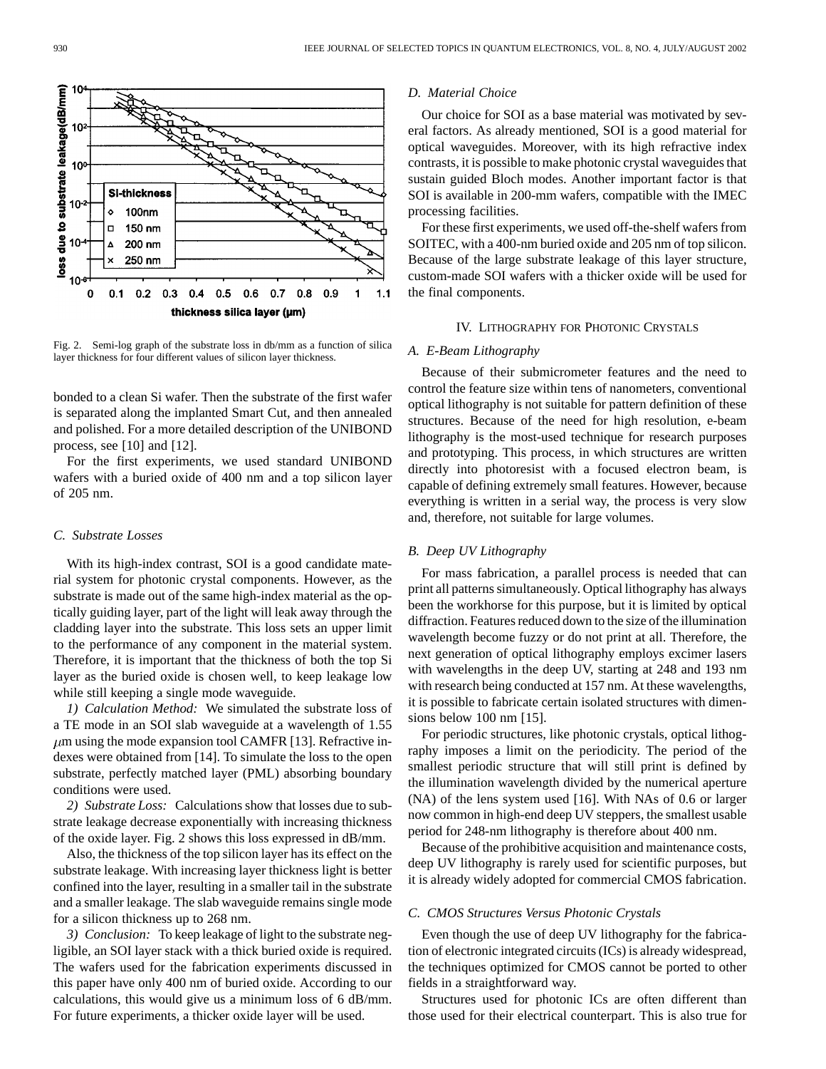Fig. 2. Semi-log graph of the substrate loss in db/mm as a function of silica layer thickness for four different values of silicon layer thickness.

bonded to a clean Si wafer. Then the substrate of the first wafer is separated along the implanted Smart Cut, and then annealed and polished. For a more detailed description of the UNIBOND process, see [10] and [12].

For the first experiments, we used standard UNIBOND wafers with a buried oxide of 400 nm and a top silicon layer of 205 nm.

### *C. Substrate Losses*

With its high-index contrast, SOI is a good candidate material system for photonic crystal components. However, as the substrate is made out of the same high-index material as the optically guiding layer, part of the light will leak away through the cladding layer into the substrate. This loss sets an upper limit to the performance of any component in the material system. Therefore, it is important that the thickness of both the top Si layer as the buried oxide is chosen well, to keep leakage low while still keeping a single mode waveguide.

*1) Calculation Method:* We simulated the substrate loss of a TE mode in an SOI slab waveguide at a wavelength of 1.55 $\mu$m using the mode expansion tool CAMFR [13]. Refractive indexes were obtained from [14]. To simulate the loss to the open substrate, perfectly matched layer (PML) absorbing boundary conditions were used.

*2) Substrate Loss:* Calculations show that losses due to substrate leakage decrease exponentially with increasing thickness of the oxide layer. Fig. 2 shows this loss expressed in dB/mm.

Also, the thickness of the top silicon layer has its effect on the substrate leakage. With increasing layer thickness light is better confined into the layer, resulting in a smaller tail in the substrate and a smaller leakage. The slab waveguide remains single mode for a silicon thickness up to 268 nm.

*3) Conclusion:* To keep leakage of light to the substrate negligible, an SOI layer stack with a thick buried oxide is required. The wafers used for the fabrication experiments discussed in this paper have only 400 nm of buried oxide. According to our calculations, this would give us a minimum loss of 6 dB/mm. For future experiments, a thicker oxide layer will be used.

### *D. Material Choice*

Our choice for SOI as a base material was motivated by several factors. As already mentioned, SOI is a good material for optical waveguides. Moreover, with its high refractive index contrasts, it is possible to make photonic crystal waveguides that sustain guided Bloch modes. Another important factor is that SOI is available in 200-mm wafers, compatible with the IMEC processing facilities.

For these first experiments, we used off-the-shelf wafers from SOITEC, with a 400-nm buried oxide and 205 nm of top silicon. Because of the large substrate leakage of this layer structure, custom-made SOI wafers with a thicker oxide will be used for the final components.

## IV. Lithography for Photonic Crystals

### *A. E-Beam Lithography*

Because of their submicrometer features and the need to control the feature size within tens of nanometers, conventional optical lithography is not suitable for pattern definition of these structures. Because of the need for high resolution, e-beam lithography is the most-used technique for research purposes and prototyping. This process, in which structures are written directly into photoresist with a focused electron beam, is capable of defining extremely small features. However, because everything is written in a serial way, the process is very slow and, therefore, not suitable for large volumes.

### *B. Deep UV Lithography*

For mass fabrication, a parallel process is needed that can print all patterns simultaneously. Optical lithography has always been the workhorse for this purpose, but it is limited by optical diffraction. Features reduced down to the size of the illumination wavelength become fuzzy or do not print at all. Therefore, the next generation of optical lithography employs excimer lasers with wavelengths in the deep UV, starting at 248 and 193 nm with research being conducted at 157 nm. At these wavelengths, it is possible to fabricate certain isolated structures with dimensions below 100 nm [15].

For periodic structures, like photonic crystals, optical lithography imposes a limit on the periodicity. The period of the smallest periodic structure that will still print is defined by the illumination wavelength divided by the numerical aperture (NA) of the lens system used [16]. With NAs of 0.6 or larger now common in high-end deep UV steppers, the smallest usable period for 248-nm lithography is therefore about 400 nm.

Because of the prohibitive acquisition and maintenance costs, deep UV lithography is rarely used for scientific purposes, but it is already widely adopted for commercial CMOS fabrication.

### *C. CMOS Structures Versus Photonic Crystals*

Even though the use of deep UV lithography for the fabrication of electronic integrated circuits (ICs) is already widespread, the techniques optimized for CMOS cannot be ported to other fields in a straightforward way.

Structures used for photonic ICs are often different than those used for their electrical counterpart. This is also true for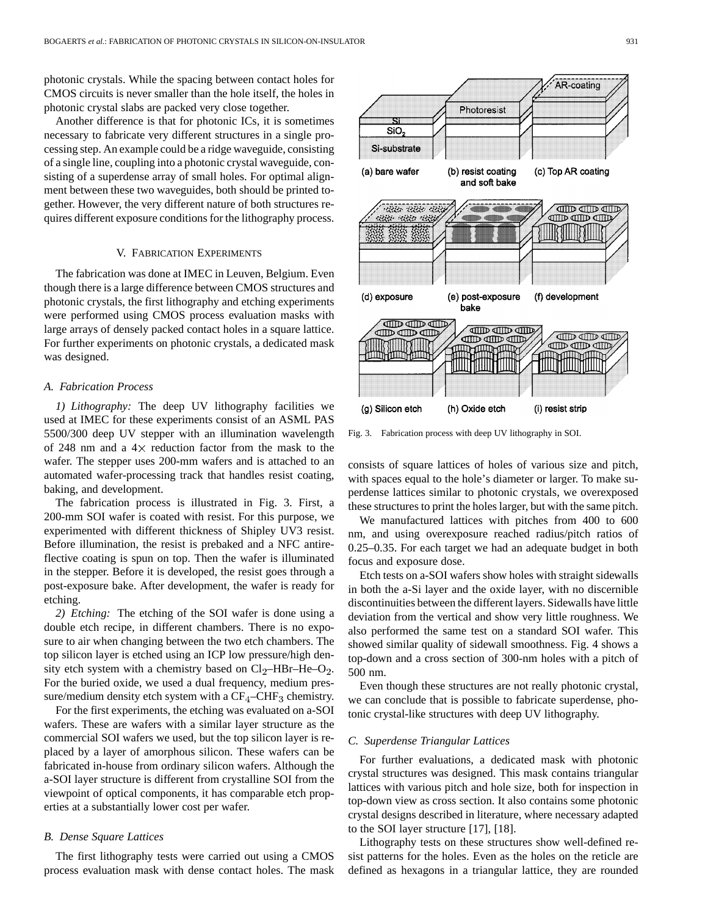photonic crystals. While the spacing between contact holes for CMOS circuits is never smaller than the hole itself, the holes in photonic crystal slabs are packed very close together.

Another difference is that for photonic ICs, it is sometimes necessary to fabricate very different structures in a single processing step. An example could be a ridge waveguide, consisting of a single line, coupling into a photonic crystal waveguide, consisting of a superdense array of small holes. For optimal alignment between these two waveguides, both should be printed together. However, the very different nature of both structures requires different exposure conditions for the lithography process.

## V. Fabrication Experiments

The fabrication was done at IMEC in Leuven, Belgium. Even though there is a large difference between CMOS structures and photonic crystals, the first lithography and etching experiments were performed using CMOS process evaluation masks with large arrays of densely packed contact holes in a square lattice. For further experiments on photonic crystals, a dedicated mask was designed.

### A. Fabrication Process

*1) Lithography:* The deep UV lithography facilities we used at IMEC for these experiments consist of an ASML PAS 5500/300 deep UV stepper with an illumination wavelength of 248 nm and a 4× reduction factor from the mask to the wafer. The stepper uses 200-mm wafers and is attached to an automated wafer-processing track that handles resist coating, baking, and development.

The fabrication process is illustrated in Fig. 3. First, a 200-mm SOI wafer is coated with resist. For this purpose, we experimented with different thickness of Shipley UV3 resist. Before illumination, the resist is prebaked and a NFC antireflective coating is spun on top. Then the wafer is illuminated in the stepper. Before it is developed, the resist goes through a post-exposure bake. After development, the wafer is ready for etching.

*2) Etching:* The etching of the SOI wafer is done using a double etch recipe, in different chambers. There is no exposure to air when changing between the two etch chambers. The top silicon layer is etched using an ICP low pressure/high density etch system with a chemistry based on $Cl_2$–HBr–He–$O_2$. For the buried oxide, we used a dual frequency, medium pressure/medium density etch system with a $CF_4$–$CHF_3$ chemistry.

For the first experiments, the etching was evaluated on a-SOI wafers. These are wafers with a similar layer structure as the commercial SOI wafers we used, but the top silicon layer is replaced by a layer of amorphous silicon. These wafers can be fabricated in-house from ordinary silicon wafers. Although the a-SOI layer structure is different from crystalline SOI from the viewpoint of optical components, it has comparable etch properties at a substantially lower cost per wafer.

### B. Dense Square Lattices

The first lithography tests were carried out using a CMOS process evaluation mask with dense contact holes. The mask consists of square lattices of holes of various size and pitch, with spaces equal to the hole's diameter or larger. To make superdense lattices similar to photonic crystals, we overexposed these structures to print the holes larger, but with the same pitch.

Fig. 3. Fabrication process with deep UV lithography in SOI.

We manufactured lattices with pitches from 400 to 600 nm, and using overexposure reached radius/pitch ratios of 0.25–0.35. For each target we had an adequate budget in both focus and exposure dose.

Etch tests on a-SOI wafers show holes with straight sidewalls in both the a-Si layer and the oxide layer, with no discernible discontinuities between the different layers. Sidewalls have little deviation from the vertical and show very little roughness. We also performed the same test on a standard SOI wafer. This showed similar quality of sidewall smoothness. Fig. 4 shows a top-down and a cross section of 300-nm holes with a pitch of 500 nm.

Even though these structures are not really photonic crystal, we can conclude that is possible to fabricate superdense, photonic crystal-like structures with deep UV lithography.

### C. Superdense Triangular Lattices

For further evaluations, a dedicated mask with photonic crystal structures was designed. This mask contains triangular lattices with various pitch and hole size, both for inspection in top-down view as cross section. It also contains some photonic crystal designs described in literature, where necessary adapted to the SOI layer structure [17], [18].

Lithography tests on these structures show well-defined resist patterns for the holes. Even as the holes on the reticle are defined as hexagons in a triangular lattice, they are rounded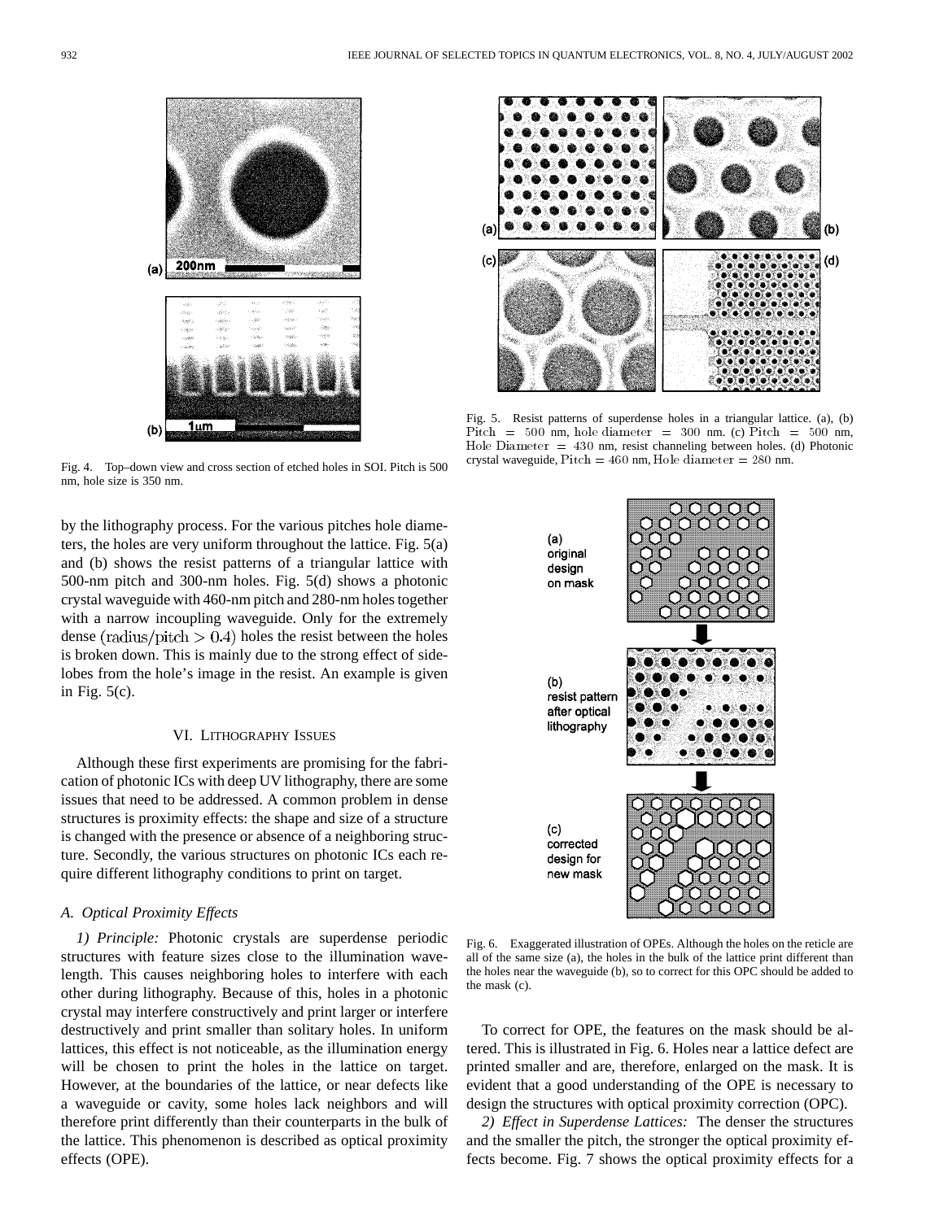Fig. 4. Top–down view and cross section of etched holes in SOI. Pitch is 500 nm, hole size is 350 nm.

by the lithography process. For the various pitches hole diameters, the holes are very uniform throughout the lattice. Fig. 5(a) and (b) shows the resist patterns of a triangular lattice with 500-nm pitch and 300-nm holes. Fig. 5(d) shows a photonic crystal waveguide with 460-nm pitch and 280-nm holes together with a narrow incoupling waveguide. Only for the extremely dense $(\text{radius}/\text{pitch} > 0.4)$ holes the resist between the holes is broken down. This is mainly due to the strong effect of sidelobes from the hole's image in the resist. An example is given in Fig. 5(c).

## VI. Lithography Issues

Although these first experiments are promising for the fabrication of photonic ICs with deep UV lithography, there are some issues that need to be addressed. A common problem in dense structures is proximity effects: the shape and size of a structure is changed with the presence or absence of a neighboring structure. Secondly, the various structures on photonic ICs each require different lithography conditions to print on target.

### *A. Optical Proximity Effects*

*1) Principle:* Photonic crystals are superdense periodic structures with feature sizes close to the illumination wavelength. This causes neighboring holes to interfere with each other during lithography. Because of this, holes in a photonic crystal may interfere constructively and print larger or interfere destructively and print smaller than solitary holes. In uniform lattices, this effect is not noticeable, as the illumination energy will be chosen to print the holes in the lattice on target. However, at the boundaries of the lattice, or near defects like a waveguide or cavity, some holes lack neighbors and will therefore print differently than their counterparts in the bulk of the lattice. This phenomenon is described as optical proximity effects (OPE).

Fig. 5. Resist patterns of superdense holes in a triangular lattice. (a), (b) $\text{Pitch} = 500$ nm, $\text{hole diameter} = 300$ nm. (c) $\text{Pitch} = 500$ nm, $\text{Hole Diameter} = 430$ nm, resist channeling between holes. (d) Photonic crystal waveguide, $\text{Pitch} = 460$ nm, $\text{Hole diameter} = 280$ nm.

Fig. 6. Exaggerated illustration of OPEs. Although the holes on the reticle are all of the same size (a), the holes in the bulk of the lattice print different than the holes near the waveguide (b), so to correct for this OPC should be added to the mask (c).

To correct for OPE, the features on the mask should be altered. This is illustrated in Fig. 6. Holes near a lattice defect are printed smaller and are, therefore, enlarged on the mask. It is evident that a good understanding of the OPE is necessary to design the structures with optical proximity correction (OPC).

*2) Effect in Superdense Lattices:* The denser the structures and the smaller the pitch, the stronger the optical proximity effects become. Fig. 7 shows the optical proximity effects for a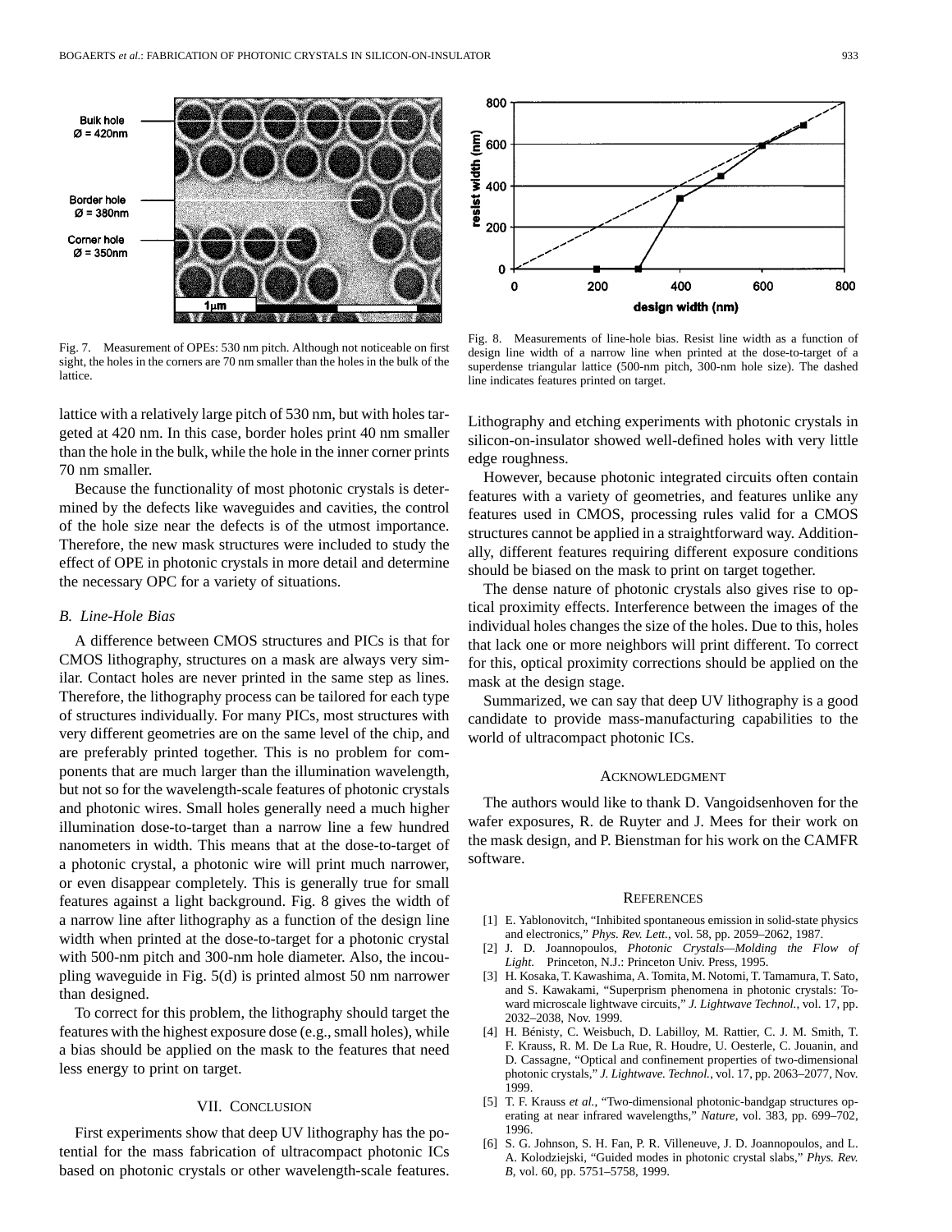Bulk hole
Ø = 420nm

Border hole
Ø = 380nm

Corner hole
Ø = 350nm

1μm

Fig. 7. Measurement of OPEs: 530 nm pitch. Although not noticeable on first sight, the holes in the corners are 70 nm smaller than the holes in the bulk of the lattice.

resist width (nm)

800
600
400
200
0

0 200 400 600 800

design width (nm)

Fig. 8. Measurements of line-hole bias. Resist line width as a function of design line width of a narrow line when printed at the dose-to-target of a superdense triangular lattice (500-nm pitch, 300-nm hole size). The dashed line indicates features printed on target.

lattice with a relatively large pitch of 530 nm, but with holes targeted at 420 nm. In this case, border holes print 40 nm smaller than the hole in the bulk, while the hole in the inner corner prints 70 nm smaller.

Because the functionality of most photonic crystals is determined by the defects like waveguides and cavities, the control of the hole size near the defects is of the utmost importance. Therefore, the new mask structures were included to study the effect of OPE in photonic crystals in more detail and determine the necessary OPC for a variety of situations.

### *B. Line-Hole Bias*

A difference between CMOS structures and PICs is that for CMOS lithography, structures on a mask are always very similar. Contact holes are never printed in the same step as lines. Therefore, the lithography process can be tailored for each type of structures individually. For many PICs, most structures with very different geometries are on the same level of the chip, and are preferably printed together. This is no problem for components that are much larger than the illumination wavelength, but not so for the wavelength-scale features of photonic crystals and photonic wires. Small holes generally need a much higher illumination dose-to-target than a narrow line a few hundred nanometers in width. This means that at the dose-to-target of a photonic crystal, a photonic wire will print much narrower, or even disappear completely. This is generally true for small features against a light background. Fig. 8 gives the width of a narrow line after lithography as a function of the design line width when printed at the dose-to-target for a photonic crystal with 500-nm pitch and 300-nm hole diameter. Also, the incoupling waveguide in Fig. 5(d) is printed almost 50 nm narrower than designed.

To correct for this problem, the lithography should target the features with the highest exposure dose (e.g., small holes), while a bias should be applied on the mask to the features that need less energy to print on target.

## VII. Conclusion

First experiments show that deep UV lithography has the potential for the mass fabrication of ultracompact photonic ICs based on photonic crystals or other wavelength-scale features. Lithography and etching experiments with photonic crystals in silicon-on-insulator showed well-defined holes with very little edge roughness.

However, because photonic integrated circuits often contain features with a variety of geometries, and features unlike any features used in CMOS, processing rules valid for a CMOS structures cannot be applied in a straightforward way. Additionally, different features requiring different exposure conditions should be biased on the mask to print on target together.

The dense nature of photonic crystals also gives rise to optical proximity effects. Interference between the images of the individual holes changes the size of the holes. Due to this, holes that lack one or more neighbors will print different. To correct for this, optical proximity corrections should be applied on the mask at the design stage.

Summarized, we can say that deep UV lithography is a good candidate to provide mass-manufacturing capabilities to the world of ultracompact photonic ICs.

## Acknowledgment

The authors would like to thank D. Vangoidsenhoven for the wafer exposures, R. de Ruyter and J. Mees for their work on the mask design, and P. Bienstman for his work on the CAMFR software.

## References

[1] E. Yablonovitch, "Inhibited spontaneous emission in solid-state physics and electronics," *Phys. Rev. Lett.*, vol. 58, pp. 2059–2062, 1987.

[2] J. D. Joannopoulos, *Photonic Crystals—Molding the Flow of Light*. Princeton, N.J.: Princeton Univ. Press, 1995.

[3] H. Kosaka, T. Kawashima, A. Tomita, M. Notomi, T. Tamamura, T. Sato, and S. Kawakami, "Superprism phenomena in photonic crystals: Toward microscale lightwave circuits," *J. Lightwave Technol.*, vol. 17, pp. 2032–2038, Nov. 1999.

[4] H. Bénisty, C. Weisbuch, D. Labilloy, M. Rattier, C. J. M. Smith, T. F. Krauss, R. M. De La Rue, R. Houdre, U. Oesterle, C. Jouanin, and D. Cassagne, "Optical and confinement properties of two-dimensional photonic crystals," *J. Lightwave. Technol.*, vol. 17, pp. 2063–2077, Nov. 1999.

[5] T. F. Krauss *et al.*, "Two-dimensional photonic-bandgap structures operating at near infrared wavelengths," *Nature*, vol. 383, pp. 699–702, 1996.

[6] S. G. Johnson, S. H. Fan, P. R. Villeneuve, J. D. Joannopoulos, and L. A. Kolodziejski, "Guided modes in photonic crystal slabs," *Phys. Rev. B*, vol. 60, pp. 5751–5758, 1999.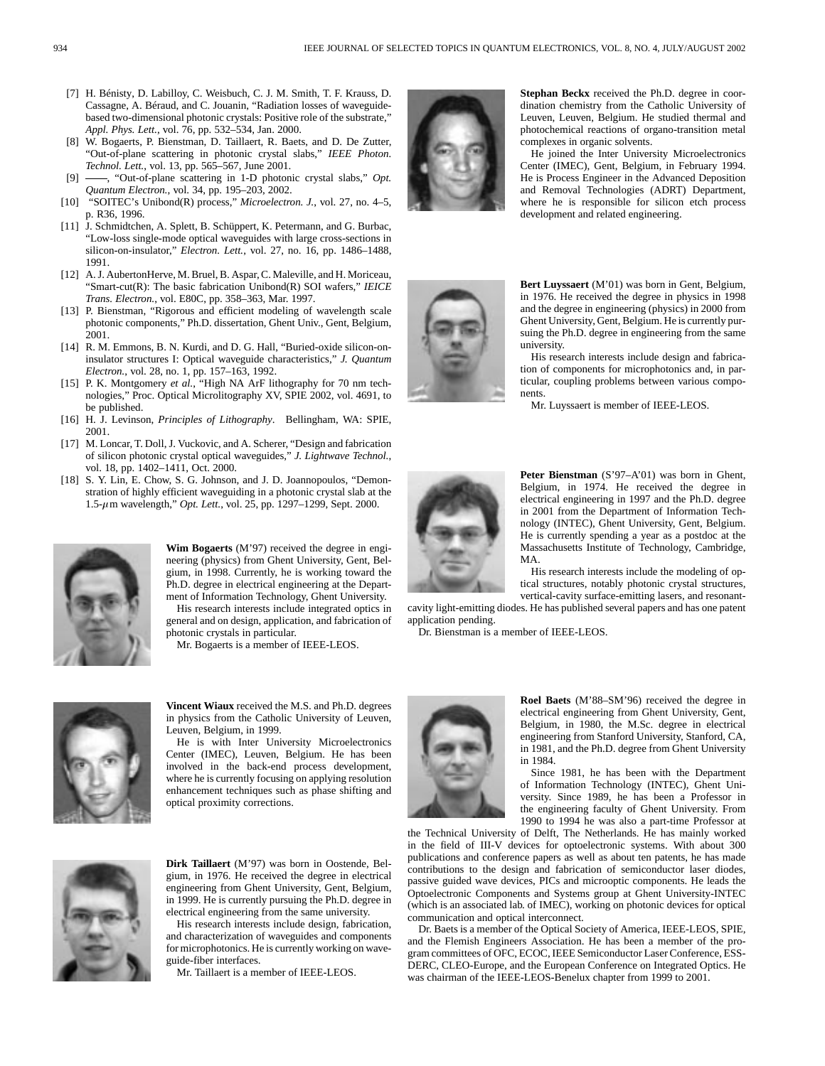[7] H. Bénisty, D. Labilloy, C. Weisbuch, C. J. M. Smith, T. F. Krauss, D. Cassagne, A. Béraud, and C. Jouanin, "Radiation losses of waveguide-based two-dimensional photonic crystals: Positive role of the substrate," *Appl. Phys. Lett.*, vol. 76, pp. 532–534, Jan. 2000.

[8] W. Bogaerts, P. Bienstman, D. Taillaert, R. Baets, and D. De Zutter, "Out-of-plane scattering in photonic crystal slabs," *IEEE Photon. Technol. Lett.*, vol. 13, pp. 565–567, June 2001.

[9] ——, "Out-of-plane scattering in 1-D photonic crystal slabs," *Opt. Quantum Electron.*, vol. 34, pp. 195–203, 2002.

[10] "SOITEC's Unibond(R) process," *Microelectron. J.*, vol. 27, no. 4–5, p. R36, 1996.

[11] J. Schmidtchen, A. Splett, B. Schüppert, K. Petermann, and G. Burbac, "Low-loss single-mode optical waveguides with large cross-sections in silicon-on-insulator," *Electron. Lett.*, vol. 27, no. 16, pp. 1486–1488, 1991.

[12] A. J. AubertonHerve, M. Bruel, B. Aspar, C. Maleville, and H. Moriceau, "Smart-cut(R): The basic fabrication Unibond(R) SOI wafers," *IEICE Trans. Electron.*, vol. E80C, pp. 358–363, Mar. 1997.

[13] P. Bienstman, "Rigorous and efficient modeling of wavelength scale photonic components," Ph.D. dissertation, Ghent Univ., Gent, Belgium, 2001.

[14] R. M. Emmons, B. N. Kurdi, and D. G. Hall, "Buried-oxide silicon-on-insulator structures I: Optical waveguide characteristics," *J. Quantum Electron.*, vol. 28, no. 1, pp. 157–163, 1992.

[15] P. K. Montgomery *et al.*, "High NA ArF lithography for 70 nm technologies," Proc. Optical Microlitography XV, SPIE 2002, vol. 4691, to be published.

[16] H. J. Levinson, *Principles of Lithography*. Bellingham, WA: SPIE, 2001.

[17] M. Loncar, T. Doll, J. Vuckovic, and A. Scherer, "Design and fabrication of silicon photonic crystal optical waveguides," *J. Lightwave Technol.*, vol. 18, pp. 1402–1411, Oct. 2000.

[18] S. Y. Lin, E. Chow, S. G. Johnson, and J. D. Joannopoulos, "Demonstration of highly efficient waveguiding in a photonic crystal slab at the 1.5-$\mu$m wavelength," *Opt. Lett.*, vol. 25, pp. 1297–1299, Sept. 2000.

**Wim Bogaerts** (M'97) received the degree in engineering (physics) from Ghent University, Gent, Belgium, in 1998. Currently, he is working toward the Ph.D. degree in electrical engineering at the Department of Information Technology, Ghent University.

His research interests include integrated optics in general and on design, application, and fabrication of photonic crystals in particular.

Mr. Bogaerts is a member of IEEE-LEOS.

**Vincent Wiaux** received the M.S. and Ph.D. degrees in physics from the Catholic University of Leuven, Leuven, Belgium, in 1999.

He is with Inter University Microelectronics Center (IMEC), Leuven, Belgium. He has been involved in the back-end process development, where he is currently focusing on applying resolution enhancement techniques such as phase shifting and optical proximity corrections.

**Dirk Taillaert** (M'97) was born in Oostende, Belgium, in 1976. He received the degree in electrical engineering from Ghent University, Gent, Belgium, in 1999. He is currently pursuing the Ph.D. degree in electrical engineering from the same university.

His research interests include design, fabrication, and characterization of waveguides and components for microphotonics. He is currently working on waveguide-fiber interfaces.

Mr. Taillaert is a member of IEEE-LEOS.

**Stephan Beckx** received the Ph.D. degree in coordination chemistry from the Catholic University of Leuven, Leuven, Belgium. He studied thermal and photochemical reactions of organo-transition metal complexes in organic solvents.

He joined the Inter University Microelectronics Center (IMEC), Gent, Belgium, in February 1994. He is Process Engineer in the Advanced Deposition and Removal Technologies (ADRT) Department, where he is responsible for silicon etch process development and related engineering.

**Bert Luyssaert** (M'01) was born in Gent, Belgium, in 1976. He received the degree in physics in 1998 and the degree in engineering (physics) in 2000 from Ghent University, Gent, Belgium. He is currently pursuing the Ph.D. degree in engineering from the same university.

His research interests include design and fabrication of components for microphotonics and, in particular, coupling problems between various components.

Mr. Luyssaert is member of IEEE-LEOS.

**Peter Bienstman** (S'97–A'01) was born in Ghent, Belgium, in 1974. He received the degree in electrical engineering in 1997 and the Ph.D. degree in 2001 from the Department of Information Technology (INTEC), Ghent University, Gent, Belgium. He is currently spending a year as a postdoc at the Massachusetts Institute of Technology, Cambridge, MA.

His research interests include the modeling of optical structures, notably photonic crystal structures, vertical-cavity surface-emitting lasers, and resonant-cavity light-emitting diodes. He has published several papers and has one patent application pending.

Dr. Bienstman is a member of IEEE-LEOS.

**Roel Baets** (M'88–SM'96) received the degree in electrical engineering from Ghent University, Gent, Belgium, in 1980, the M.Sc. degree in electrical engineering from Stanford University, Stanford, CA, in 1981, and the Ph.D. degree from Ghent University in 1984.

Since 1981, he has been with the Department of Information Technology (INTEC), Ghent University. Since 1989, he has been a Professor in the engineering faculty of Ghent University. From 1990 to 1994 he was also a part-time Professor at the Technical University of Delft, The Netherlands. He has mainly worked in the field of III-V devices for optoelectronic systems. With about 300 publications and conference papers as well as about ten patents, he has made contributions to the design and fabrication of semiconductor laser diodes, passive guided wave devices, PICs and microoptic components. He leads the Optoelectronic Components and Systems group at Ghent University-INTEC (which is an associated lab. of IMEC), working on photonic devices for optical communication and optical interconnect.

Dr. Baets is a member of the Optical Society of America, IEEE-LEOS, SPIE, and the Flemish Engineers Association. He has been a member of the program committees of OFC, ECOC, IEEE Semiconductor Laser Conference, ESSDERC, CLEO-Europe, and the European Conference on Integrated Optics. He was chairman of the IEEE-LEOS-Benelux chapter from 1999 to 2001.